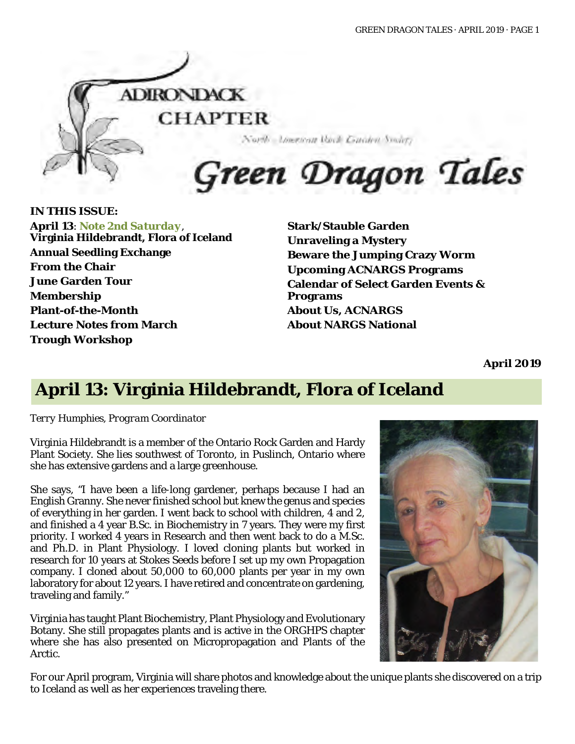ADIRONDACK CHAPTER

North American Rock Garden Society

# Green Dragon Tales

**IN THIS ISSUE:**

**April 13**: **Note 2nd Saturday**, **Virginia Hildebrandt, Flora of Iceland**
**Annual Seedling Exchange**
**From the Chair**
**June Garden Tour**
**Membership**
**Plant-of-the-Month**
**Lecture Notes from March**
**Trough Workshop**
**Stark/Stauble Garden**
**Unraveling a Mystery**
**Beware the Jumping Crazy Worm**
**Upcoming ACNARGS Programs**
**Calendar of Select Garden Events & Programs**
**About Us, ACNARGS**
**About NARGS National**

**April 2019**

## April 13: Virginia Hildebrandt, Flora of Iceland

*Terry Humphies, Program Coordinator*

Virginia Hildebrandt is a member of the Ontario Rock Garden and Hardy Plant Society. She lies southwest of Toronto, in Puslinch, Ontario where she has extensive gardens and a large greenhouse.

She says, "I have been a life-long gardener, perhaps because I had an English Granny. She never finished school but knew the genus and species of everything in her garden. I went back to school with children, 4 and 2, and finished a 4 year B.Sc. in Biochemistry in 7 years. They were my first priority. I worked 4 years in Research and then went back to do a M.Sc. and Ph.D. in Plant Physiology. I loved cloning plants but worked in research for 10 years at Stokes Seeds before I set up my own Propagation company. I cloned about 50,000 to 60,000 plants per year in my own laboratory for about 12 years. I have retired and concentrate on gardening, traveling and family."

Virginia has taught Plant Biochemistry, Plant Physiology and Evolutionary Botany. She still propagates plants and is active in the ORGHPS chapter where she has also presented on Micropropagation and Plants of the Arctic.

For our April program, Virginia will share photos and knowledge about the unique plants she discovered on a trip to Iceland as well as her experiences traveling there.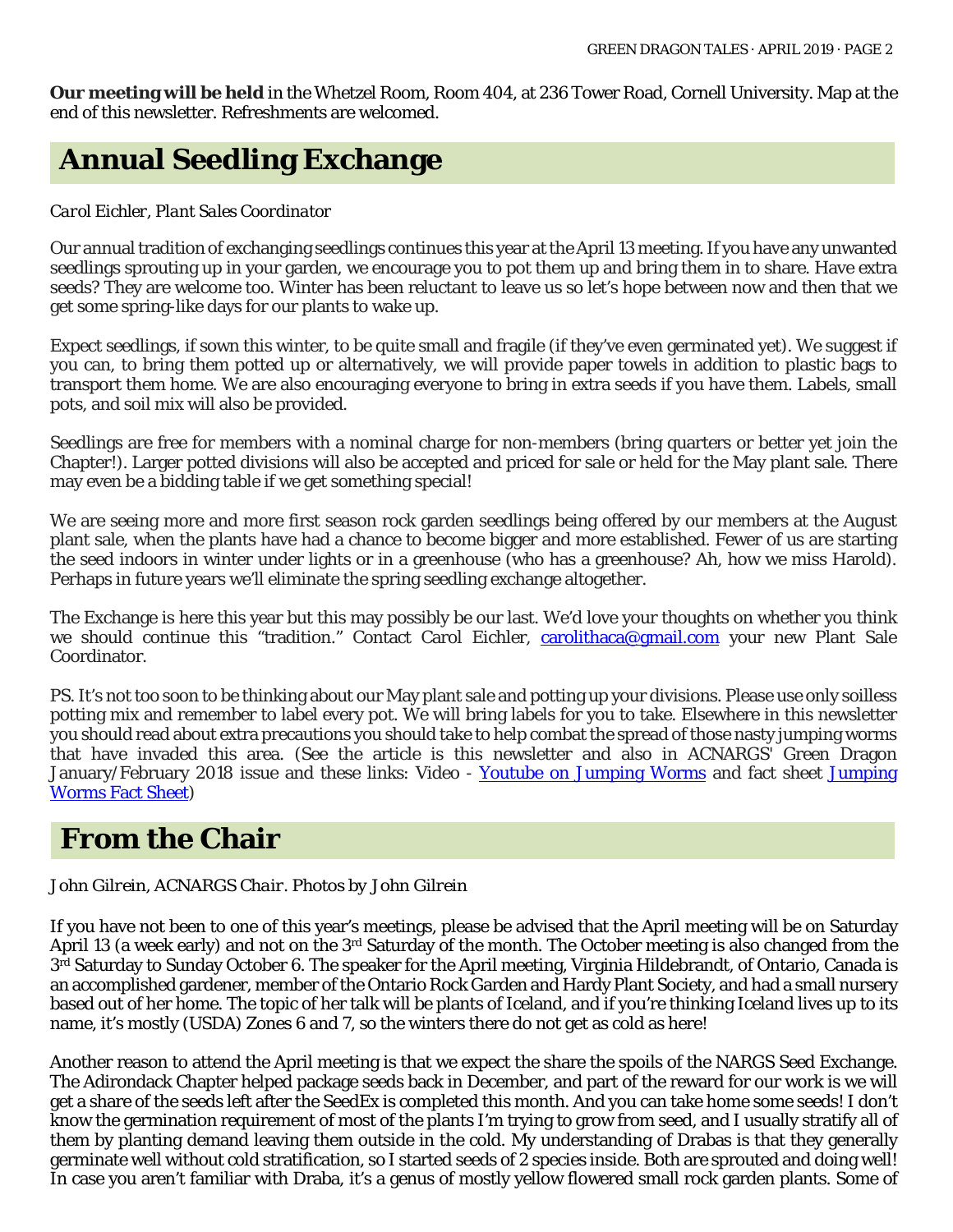**Our meeting will be held** in the Whetzel Room, Room 404, at 236 Tower Road, Cornell University. Map at the end of this newsletter. Refreshments are welcomed.

## Annual Seedling Exchange

*Carol Eichler, Plant Sales Coordinator*

Our annual tradition of exchanging seedlings continues this year at the April 13 meeting. If you have any unwanted seedlings sprouting up in your garden, we encourage you to pot them up and bring them in to share. Have extra seeds? They are welcome too. Winter has been reluctant to leave us so let's hope between now and then that we get some spring-like days for our plants to wake up.

Expect seedlings, if sown this winter, to be quite small and fragile (if they've even germinated yet). We suggest if you can, to bring them potted up or alternatively, we will provide paper towels in addition to plastic bags to transport them home. We are also encouraging everyone to bring in extra seeds if you have them. Labels, small pots, and soil mix will also be provided.

Seedlings are free for members with a nominal charge for non-members (bring quarters or better yet join the Chapter!). Larger potted divisions will also be accepted and priced for sale or held for the May plant sale. There may even be a bidding table if we get something special!

We are seeing more and more first season rock garden seedlings being offered by our members at the August plant sale, when the plants have had a chance to become bigger and more established. Fewer of us are starting the seed indoors in winter under lights or in a greenhouse (who has a greenhouse? Ah, how we miss Harold). Perhaps in future years we'll eliminate the spring seedling exchange altogether.

The Exchange is here this year but this may possibly be our last. We'd love your thoughts on whether you think we should continue this "tradition." Contact Carol Eichler, carolithaca@gmail.com your new Plant Sale Coordinator.

PS. It's not too soon to be thinking about our May plant sale and potting up your divisions. Please use only soilless potting mix and remember to label every pot. We will bring labels for you to take. Elsewhere in this newsletter you should read about extra precautions you should take to help combat the spread of those nasty jumping worms that have invaded this area. (See the article is this newsletter and also in ACNARGS' Green Dragon January/February 2018 issue and these links: Video - Youtube on Jumping Worms and fact sheet Jumping Worms Fact Sheet)

## From the Chair

*John Gilrein, ACNARGS Chair. Photos by John Gilrein*

If you have not been to one of this year's meetings, please be advised that the April meeting will be on Saturday April 13 (a week early) and not on the 3rd Saturday of the month. The October meeting is also changed from the 3rd Saturday to Sunday October 6. The speaker for the April meeting, Virginia Hildebrandt, of Ontario, Canada is an accomplished gardener, member of the Ontario Rock Garden and Hardy Plant Society, and had a small nursery based out of her home. The topic of her talk will be plants of Iceland, and if you're thinking Iceland lives up to its name, it's mostly (USDA) Zones 6 and 7, so the winters there do not get as cold as here!

Another reason to attend the April meeting is that we expect the share the spoils of the NARGS Seed Exchange. The Adirondack Chapter helped package seeds back in December, and part of the reward for our work is we will get a share of the seeds left after the SeedEx is completed this month. And you can take home some seeds! I don't know the germination requirement of most of the plants I'm trying to grow from seed, and I usually stratify all of them by planting demand leaving them outside in the cold. My understanding of Drabas is that they generally germinate well without cold stratification, so I started seeds of 2 species inside. Both are sprouted and doing well! In case you aren't familiar with Draba, it's a genus of mostly yellow flowered small rock garden plants. Some of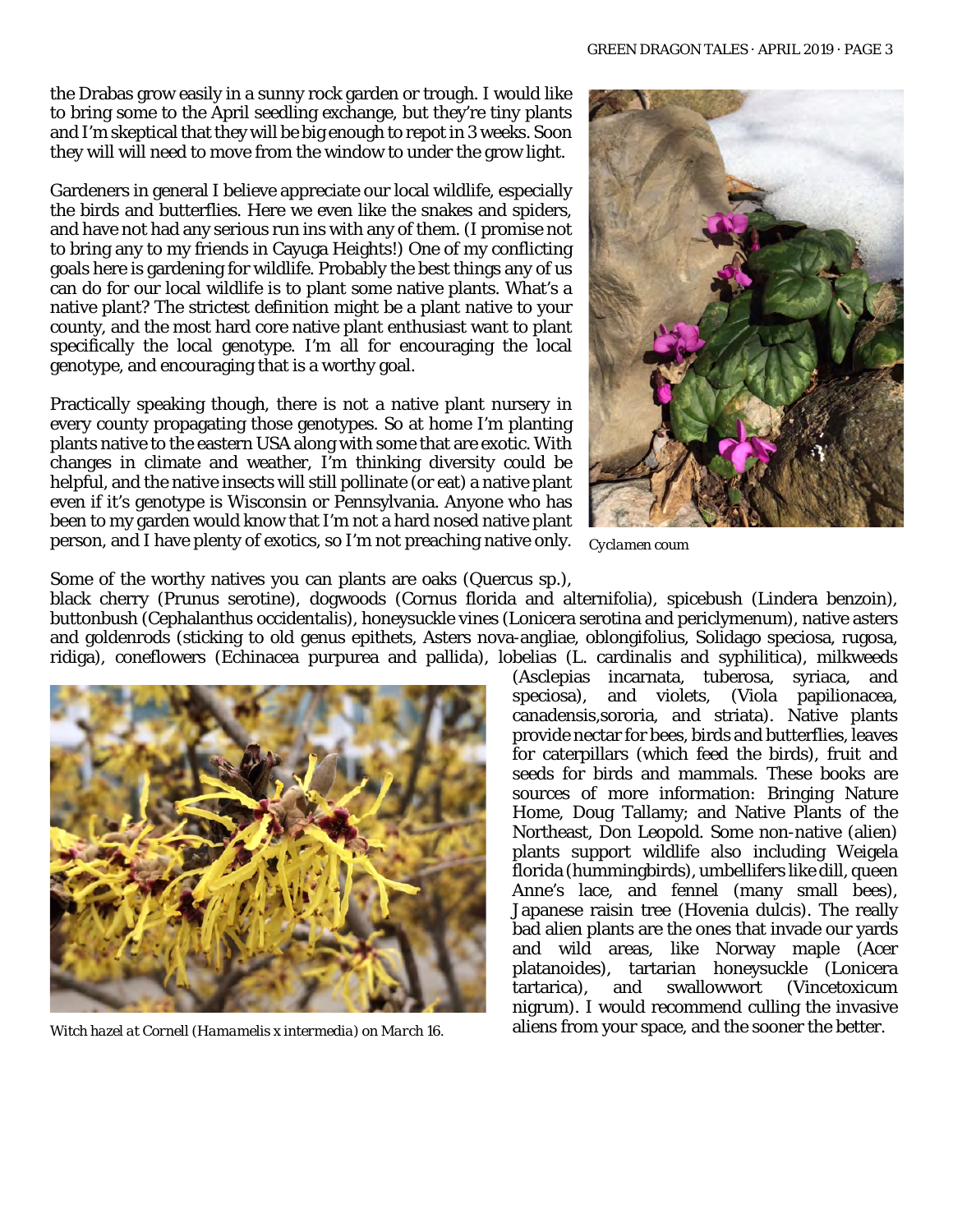the Drabas grow easily in a sunny rock garden or trough. I would like to bring some to the April seedling exchange, but they're tiny plants and I'm skeptical that they will be big enough to repot in 3 weeks. Soon they will will need to move from the window to under the grow light.

Gardeners in general I believe appreciate our local wildlife, especially the birds and butterflies. Here we even like the snakes and spiders, and have not had any serious run ins with any of them. (I promise not to bring any to my friends in Cayuga Heights!) One of my conflicting goals here is gardening for wildlife. Probably the best things any of us can do for our local wildlife is to plant some native plants. What's a native plant? The strictest definition might be a plant native to your county, and the most hard core native plant enthusiast want to plant specifically the local genotype. I'm all for encouraging the local genotype, and encouraging that is a worthy goal.

Practically speaking though, there is not a native plant nursery in every county propagating those genotypes. So at home I'm planting plants native to the eastern USA along with some that are exotic. With changes in climate and weather, I'm thinking diversity could be helpful, and the native insects will still pollinate (or eat) a native plant even if it's genotype is Wisconsin or Pennsylvania. Anyone who has been to my garden would know that I'm not a hard nosed native plant person, and I have plenty of exotics, so I'm not preaching native only.

*Cyclamen coum*

Some of the worthy natives you can plants are oaks (Quercus sp.), black cherry (Prunus serotine), dogwoods (Cornus florida and alternifolia), spicebush (Lindera benzoin), buttonbush (Cephalanthus occidentalis), honeysuckle vines (Lonicera serotina and periclymenum), native asters and goldenrods (sticking to old genus epithets, Asters nova-angliae, oblongifolius, Solidago speciosa, rugosa, ridiga), coneflowers (Echinacea purpurea and pallida), lobelias (L. cardinalis and syphilitica), milkweeds (Asclepias incarnata, tuberosa, syriaca, and speciosa), and violets, (Viola papilionacea, canadensis,sororia, and striata). Native plants provide nectar for bees, birds and butterflies, leaves for caterpillars (which feed the birds), fruit and seeds for birds and mammals. These books are sources of more information: Bringing Nature Home, Doug Tallamy; and Native Plants of the Northeast, Don Leopold. Some non-native (alien) plants support wildlife also including Weigela florida (hummingbirds), umbellifers like dill, queen Anne's lace, and fennel (many small bees), Japanese raisin tree (Hovenia dulcis). The really bad alien plants are the ones that invade our yards and wild areas, like Norway maple (Acer platanoides), tartarian honeysuckle (Lonicera tartarica), and swallowwort (Vincetoxicum nigrum). I would recommend culling the invasive aliens from your space, and the sooner the better.

*Witch hazel at Cornell (Hamamelis x intermedia) on March 16.*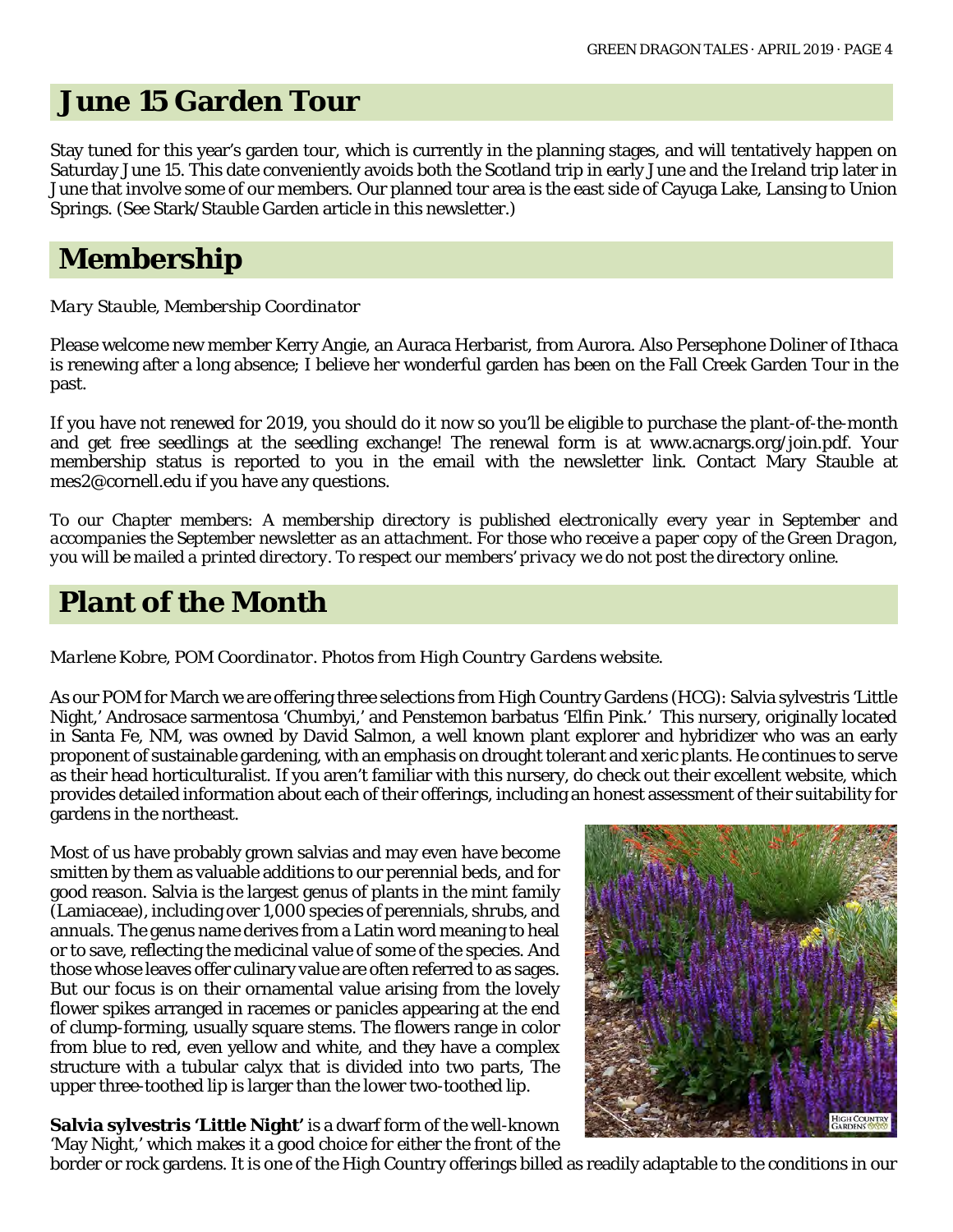## June 15 Garden Tour

Stay tuned for this year's garden tour, which is currently in the planning stages, and will tentatively happen on Saturday June 15. This date conveniently avoids both the Scotland trip in early June and the Ireland trip later in June that involve some of our members. Our planned tour area is the east side of Cayuga Lake, Lansing to Union Springs. (See Stark/Stauble Garden article in this newsletter.)

## Membership

*Mary Stauble, Membership Coordinator*

Please welcome new member Kerry Angie, an Auraca Herbarist, from Aurora. Also Persephone Doliner of Ithaca is renewing after a long absence; I believe her wonderful garden has been on the Fall Creek Garden Tour in the past.

If you have not renewed for 2019, you should do it now so you'll be eligible to purchase the plant-of-the-month and get free seedlings at the seedling exchange! The renewal form is at www.acnargs.org/join.pdf. Your membership status is reported to you in the email with the newsletter link. Contact Mary Stauble at mes2@cornell.edu if you have any questions.

*To our Chapter members: A membership directory is published electronically every year in September and accompanies the September newsletter as an attachment. For those who receive a paper copy of the Green Dragon, you will be mailed a printed directory. To respect our members' privacy we do not post the directory online.*

## Plant of the Month

*Marlene Kobre, POM Coordinator. Photos from High Country Gardens website.*

As our POM for March we are offering three selections from High Country Gardens (HCG): Salvia sylvestris 'Little Night,' Androsace sarmentosa 'Chumbyi,' and Penstemon barbatus 'Elfin Pink.' This nursery, originally located in Santa Fe, NM, was owned by David Salmon, a well known plant explorer and hybridizer who was an early proponent of sustainable gardening, with an emphasis on drought tolerant and xeric plants. He continues to serve as their head horticulturalist. If you aren't familiar with this nursery, do check out their excellent website, which provides detailed information about each of their offerings, including an honest assessment of their suitability for gardens in the northeast.

Most of us have probably grown salvias and may even have become smitten by them as valuable additions to our perennial beds, and for good reason. Salvia is the largest genus of plants in the mint family (Lamiaceae), including over 1,000 species of perennials, shrubs, and annuals. The genus name derives from a Latin word meaning to heal or to save, reflecting the medicinal value of some of the species. And those whose leaves offer culinary value are often referred to as sages. But our focus is on their ornamental value arising from the lovely flower spikes arranged in racemes or panicles appearing at the end of clump-forming, usually square stems. The flowers range in color from blue to red, even yellow and white, and they have a complex structure with a tubular calyx that is divided into two parts, The upper three-toothed lip is larger than the lower two-toothed lip.

**Salvia sylvestris 'Little Night'** is a dwarf form of the well-known 'May Night,' which makes it a good choice for either the front of the border or rock gardens. It is one of the High Country offerings billed as readily adaptable to the conditions in our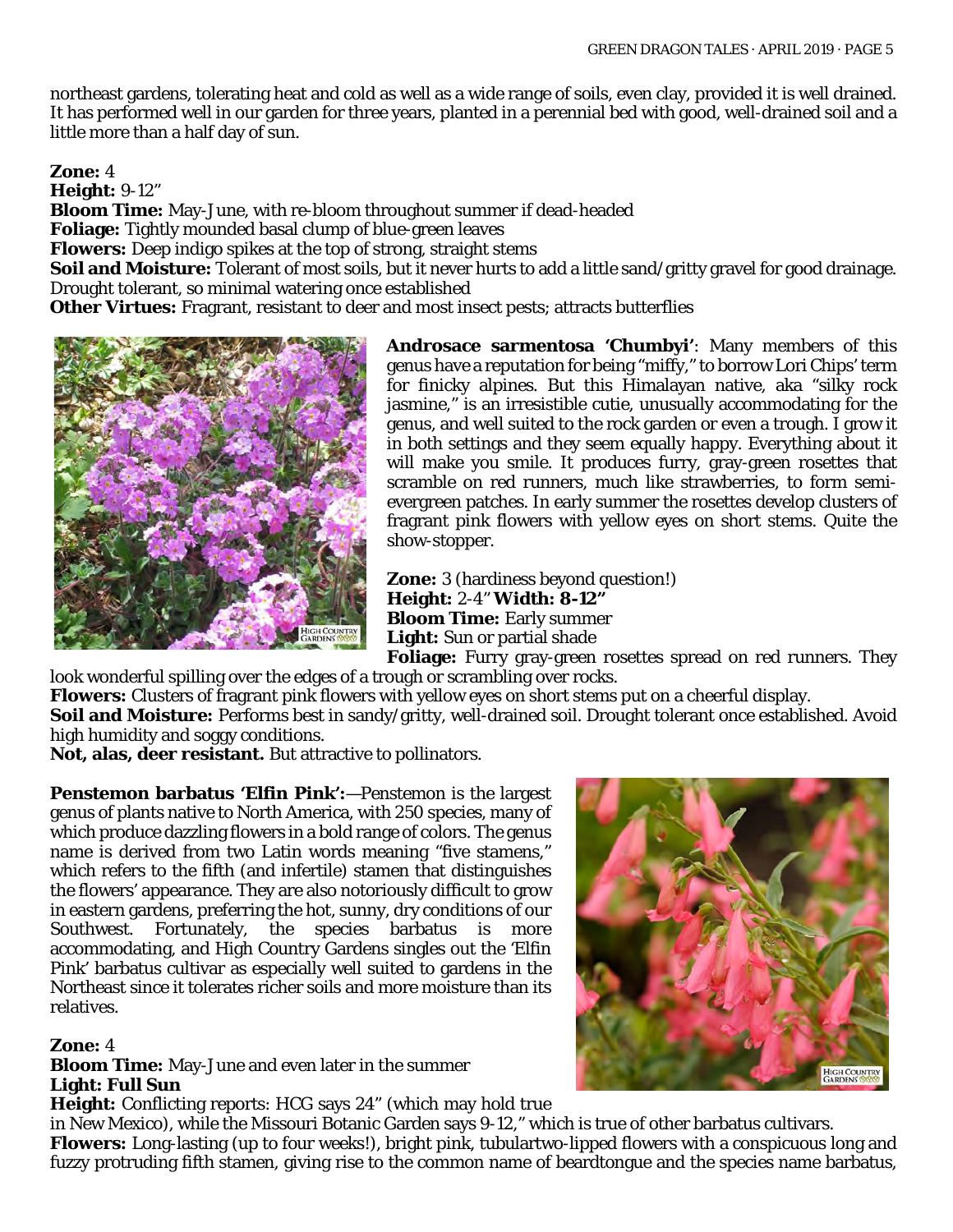northeast gardens, tolerating heat and cold as well as a wide range of soils, even clay, provided it is well drained. It has performed well in our garden for three years, planted in a perennial bed with good, well-drained soil and a little more than a half day of sun.

**Zone:** 4
**Height:** 9-12"
**Bloom Time:** May-June, with re-bloom throughout summer if dead-headed
**Foliage:** Tightly mounded basal clump of blue-green leaves
**Flowers:** Deep indigo spikes at the top of strong, straight stems
**Soil and Moisture:** Tolerant of most soils, but it never hurts to add a little sand/gritty gravel for good drainage. Drought tolerant, so minimal watering once established
**Other Virtues:** Fragrant, resistant to deer and most insect pests; attracts butterflies

**Androsace sarmentosa 'Chumbyi'**: Many members of this genus have a reputation for being "miffy," to borrow Lori Chips' term for finicky alpines. But this Himalayan native, aka "silky rock jasmine," is an irresistible cutie, unusually accommodating for the genus, and well suited to the rock garden or even a trough. I grow it in both settings and they seem equally happy. Everything about it will make you smile. It produces furry, gray-green rosettes that scramble on red runners, much like strawberries, to form semi-evergreen patches. In early summer the rosettes develop clusters of fragrant pink flowers with yellow eyes on short stems. Quite the show-stopper.

**Zone:** 3 (hardiness beyond question!)
**Height:** 2-4" **Width: 8-12"**
**Bloom Time:** Early summer
**Light:** Sun or partial shade
**Foliage:** Furry gray-green rosettes spread on red runners. They look wonderful spilling over the edges of a trough or scrambling over rocks.
**Flowers:** Clusters of fragrant pink flowers with yellow eyes on short stems put on a cheerful display.
**Soil and Moisture:** Performs best in sandy/gritty, well-drained soil. Drought tolerant once established. Avoid high humidity and soggy conditions.
**Not, alas, deer resistant.** But attractive to pollinators.

**Penstemon barbatus 'Elfin Pink':**—Penstemon is the largest genus of plants native to North America, with 250 species, many of which produce dazzling flowers in a bold range of colors. The genus name is derived from two Latin words meaning "five stamens," which refers to the fifth (and infertile) stamen that distinguishes the flowers' appearance. They are also notoriously difficult to grow in eastern gardens, preferring the hot, sunny, dry conditions of our Southwest. Fortunately, the species barbatus is more accommodating, and High Country Gardens singles out the 'Elfin Pink' barbatus cultivar as especially well suited to gardens in the Northeast since it tolerates richer soils and more moisture than its relatives.

**Zone:** 4
**Bloom Time:** May-June and even later in the summer
**Light: Full Sun**
**Height:** Conflicting reports: HCG says 24" (which may hold true in New Mexico), while the Missouri Botanic Garden says 9-12," which is true of other barbatus cultivars.
**Flowers:** Long-lasting (up to four weeks!), bright pink, tubulartwo-lipped flowers with a conspicuous long and fuzzy protruding fifth stamen, giving rise to the common name of beardtongue and the species name barbatus,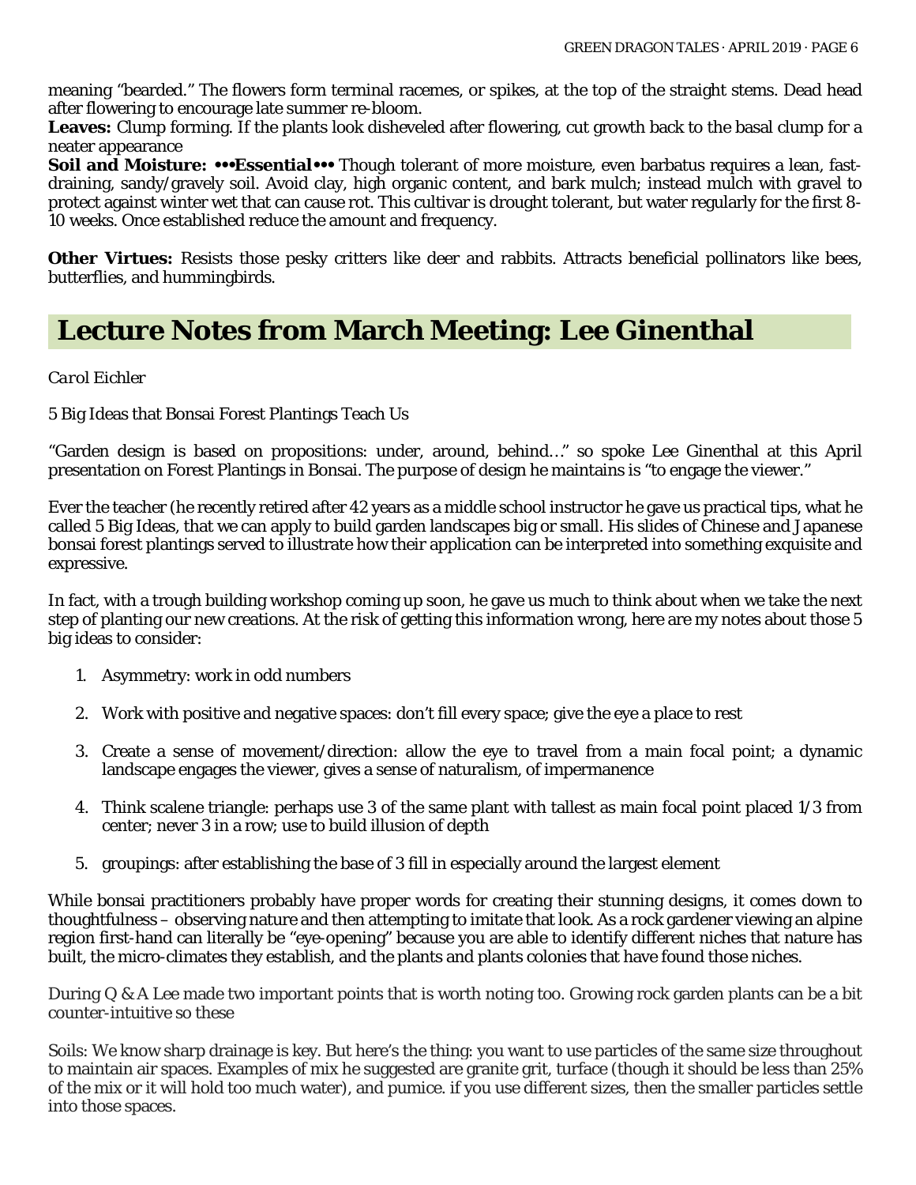meaning "bearded." The flowers form terminal racemes, or spikes, at the top of the straight stems. Dead head after flowering to encourage late summer re-bloom.

**Leaves:** Clump forming. If the plants look disheveled after flowering, cut growth back to the basal clump for a neater appearance

**Soil and Moisture: •••Essential•••** Though tolerant of more moisture, even barbatus requires a lean, fast-draining, sandy/gravely soil. Avoid clay, high organic content, and bark mulch; instead mulch with gravel to protect against winter wet that can cause rot. This cultivar is drought tolerant, but water regularly for the first 8-10 weeks. Once established reduce the amount and frequency.

**Other Virtues:** Resists those pesky critters like deer and rabbits. Attracts beneficial pollinators like bees, butterflies, and hummingbirds.

## Lecture Notes from March Meeting: Lee Ginenthal

*Carol Eichler*

5 Big Ideas that Bonsai Forest Plantings Teach Us

"Garden design is based on propositions: under, around, behind…" so spoke Lee Ginenthal at this April presentation on Forest Plantings in Bonsai. The purpose of design he maintains is "to engage the viewer."

Ever the teacher (he recently retired after 42 years as a middle school instructor he gave us practical tips, what he called 5 Big Ideas, that we can apply to build garden landscapes big or small. His slides of Chinese and Japanese bonsai forest plantings served to illustrate how their application can be interpreted into something exquisite and expressive.

In fact, with a trough building workshop coming up soon, he gave us much to think about when we take the next step of planting our new creations. At the risk of getting this information wrong, here are my notes about those 5 big ideas to consider:

1. Asymmetry: work in odd numbers
2. Work with positive and negative spaces: don't fill every space; give the eye a place to rest
3. Create a sense of movement/direction: allow the eye to travel from a main focal point; a dynamic landscape engages the viewer, gives a sense of naturalism, of impermanence
4. Think scalene triangle: perhaps use 3 of the same plant with tallest as main focal point placed 1/3 from center; never 3 in a row; use to build illusion of depth
5. groupings: after establishing the base of 3 fill in especially around the largest element

While bonsai practitioners probably have proper words for creating their stunning designs, it comes down to thoughtfulness – observing nature and then attempting to imitate that look. As a rock gardener viewing an alpine region first-hand can literally be "eye-opening" because you are able to identify different niches that nature has built, the micro-climates they establish, and the plants and plants colonies that have found those niches.

During Q & A Lee made two important points that is worth noting too. Growing rock garden plants can be a bit counter-intuitive so these

Soils: We know sharp drainage is key. But here's the thing: you want to use particles of the same size throughout to maintain air spaces. Examples of mix he suggested are granite grit, turface (though it should be less than 25% of the mix or it will hold too much water), and pumice. if you use different sizes, then the smaller particles settle into those spaces.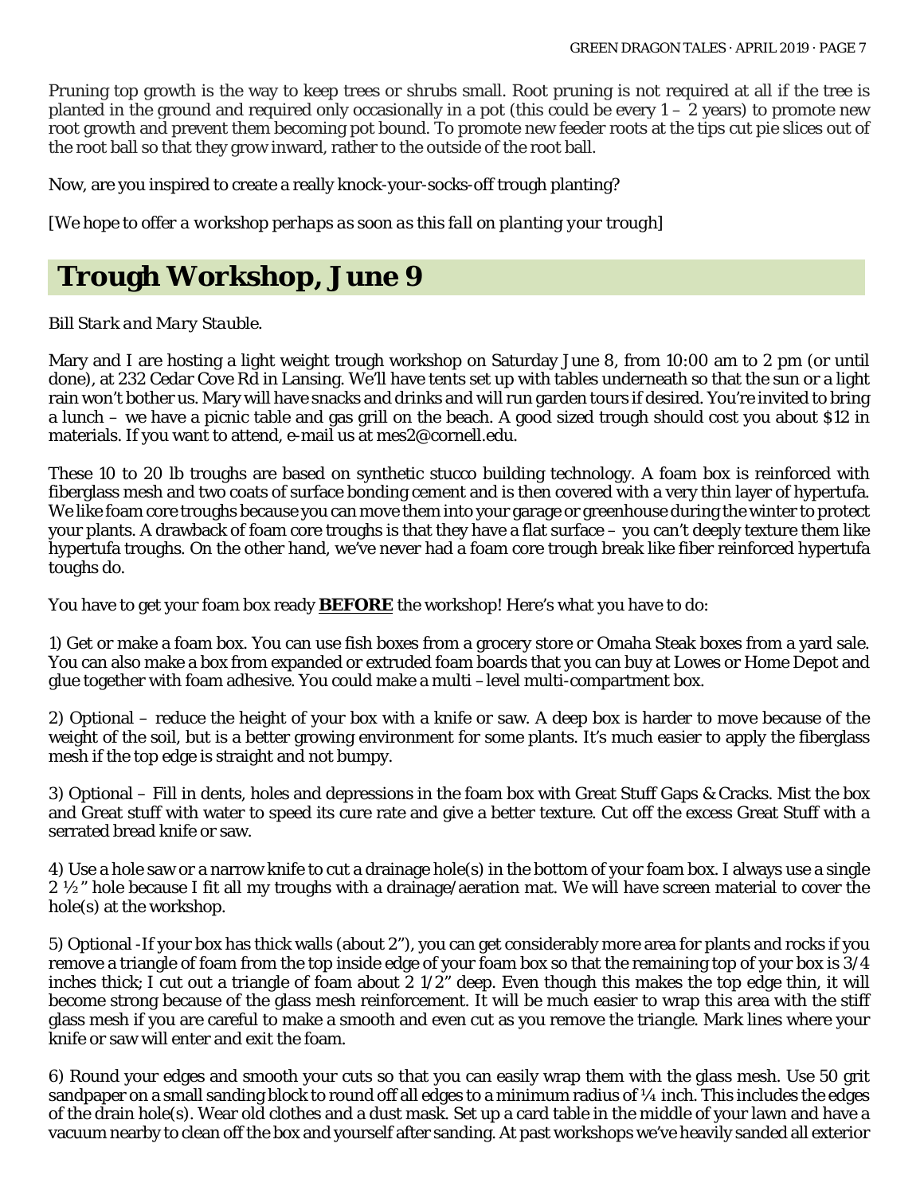Pruning top growth is the way to keep trees or shrubs small. Root pruning is not required at all if the tree is planted in the ground and required only occasionally in a pot (this could be every 1 – 2 years) to promote new root growth and prevent them becoming pot bound. To promote new feeder roots at the tips cut pie slices out of the root ball so that they grow inward, rather to the outside of the root ball.

Now, are you inspired to create a really knock-your-socks-off trough planting?

*[We hope to offer a workshop perhaps as soon as this fall on planting your trough]*

## Trough Workshop, June 9

*Bill Stark and Mary Stauble.*

Mary and I are hosting a light weight trough workshop on Saturday June 8, from 10:00 am to 2 pm (or until done), at 232 Cedar Cove Rd in Lansing. We'll have tents set up with tables underneath so that the sun or a light rain won't bother us. Mary will have snacks and drinks and will run garden tours if desired. You're invited to bring a lunch – we have a picnic table and gas grill on the beach. A good sized trough should cost you about $12 in materials. If you want to attend, e-mail us at mes2@cornell.edu.

These 10 to 20 lb troughs are based on synthetic stucco building technology. A foam box is reinforced with fiberglass mesh and two coats of surface bonding cement and is then covered with a very thin layer of hypertufa. We like foam core troughs because you can move them into your garage or greenhouse during the winter to protect your plants. A drawback of foam core troughs is that they have a flat surface – you can't deeply texture them like hypertufa troughs. On the other hand, we've never had a foam core trough break like fiber reinforced hypertufa toughs do.

You have to get your foam box ready **BEFORE** the workshop! Here's what you have to do:

1) Get or make a foam box. You can use fish boxes from a grocery store or Omaha Steak boxes from a yard sale. You can also make a box from expanded or extruded foam boards that you can buy at Lowes or Home Depot and glue together with foam adhesive. You could make a multi –level multi-compartment box.

2) Optional – reduce the height of your box with a knife or saw. A deep box is harder to move because of the weight of the soil, but is a better growing environment for some plants. It's much easier to apply the fiberglass mesh if the top edge is straight and not bumpy.

3) Optional – Fill in dents, holes and depressions in the foam box with Great Stuff Gaps & Cracks. Mist the box and Great stuff with water to speed its cure rate and give a better texture. Cut off the excess Great Stuff with a serrated bread knife or saw.

4) Use a hole saw or a narrow knife to cut a drainage hole(s) in the bottom of your foam box. I always use a single 2 ½" hole because I fit all my troughs with a drainage/aeration mat. We will have screen material to cover the hole(s) at the workshop.

5) Optional -If your box has thick walls (about 2"), you can get considerably more area for plants and rocks if you remove a triangle of foam from the top inside edge of your foam box so that the remaining top of your box is 3/4 inches thick; I cut out a triangle of foam about 2 1/2" deep. Even though this makes the top edge thin, it will become strong because of the glass mesh reinforcement. It will be much easier to wrap this area with the stiff glass mesh if you are careful to make a smooth and even cut as you remove the triangle. Mark lines where your knife or saw will enter and exit the foam.

6) Round your edges and smooth your cuts so that you can easily wrap them with the glass mesh. Use 50 grit sandpaper on a small sanding block to round off all edges to a minimum radius of ¼ inch. This includes the edges of the drain hole(s). Wear old clothes and a dust mask. Set up a card table in the middle of your lawn and have a vacuum nearby to clean off the box and yourself after sanding. At past workshops we've heavily sanded all exterior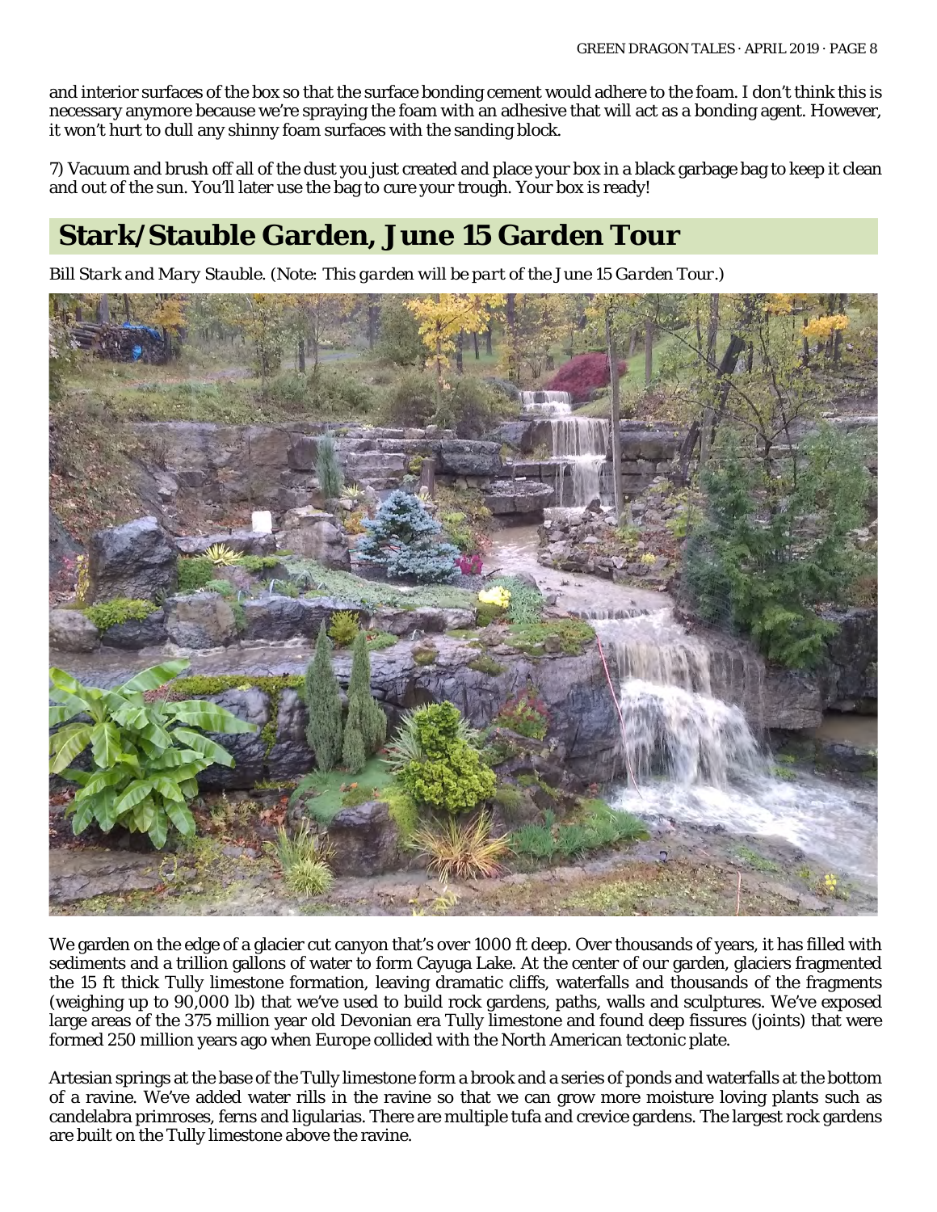and interior surfaces of the box so that the surface bonding cement would adhere to the foam. I don't think this is necessary anymore because we're spraying the foam with an adhesive that will act as a bonding agent. However, it won't hurt to dull any shinny foam surfaces with the sanding block.

7) Vacuum and brush off all of the dust you just created and place your box in a black garbage bag to keep it clean and out of the sun. You'll later use the bag to cure your trough. Your box is ready!

## Stark/Stauble Garden, June 15 Garden Tour

*Bill Stark and Mary Stauble. (Note: This garden will be part of the June 15 Garden Tour.)*

We garden on the edge of a glacier cut canyon that's over 1000 ft deep. Over thousands of years, it has filled with sediments and a trillion gallons of water to form Cayuga Lake. At the center of our garden, glaciers fragmented the 15 ft thick Tully limestone formation, leaving dramatic cliffs, waterfalls and thousands of the fragments (weighing up to 90,000 lb) that we've used to build rock gardens, paths, walls and sculptures. We've exposed large areas of the 375 million year old Devonian era Tully limestone and found deep fissures (joints) that were formed 250 million years ago when Europe collided with the North American tectonic plate.

Artesian springs at the base of the Tully limestone form a brook and a series of ponds and waterfalls at the bottom of a ravine. We've added water rills in the ravine so that we can grow more moisture loving plants such as candelabra primroses, ferns and ligularias. There are multiple tufa and crevice gardens. The largest rock gardens are built on the Tully limestone above the ravine.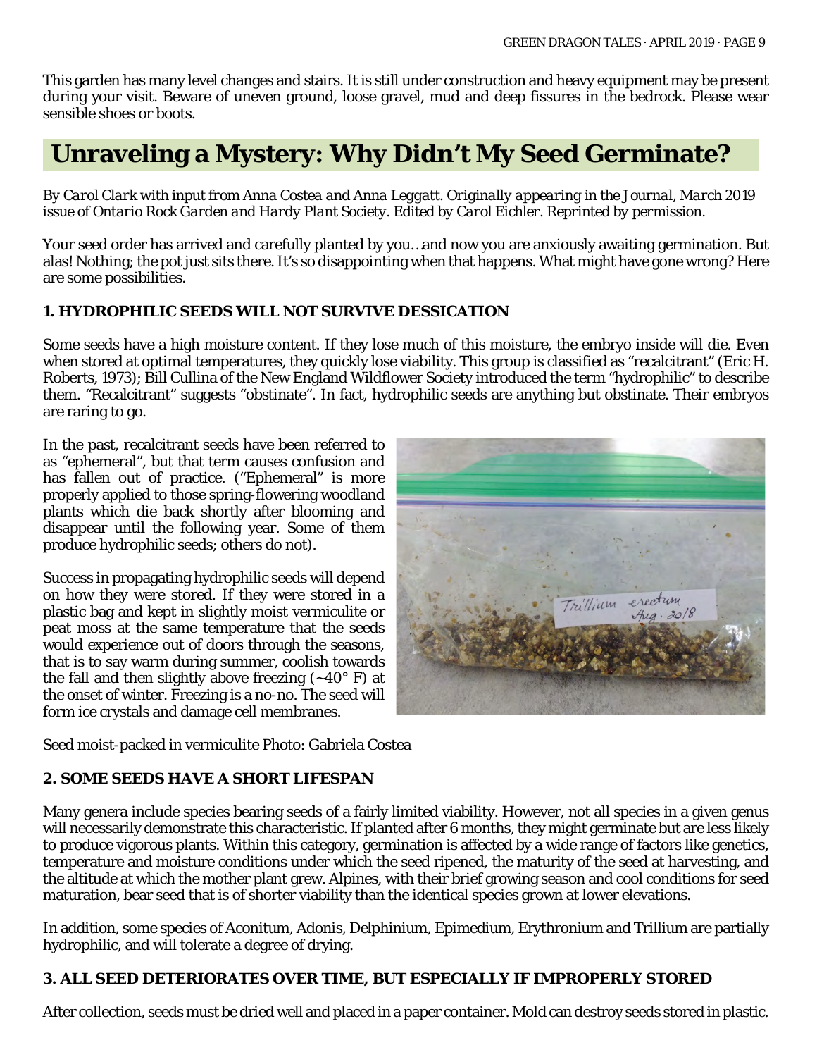This garden has many level changes and stairs. It is still under construction and heavy equipment may be present during your visit. Beware of uneven ground, loose gravel, mud and deep fissures in the bedrock. Please wear sensible shoes or boots.

# Unraveling a Mystery: Why Didn't My Seed Germinate?

*By Carol Clark with input from Anna Costea and Anna Leggatt. Originally appearing in the Journal, March 2019 issue of Ontario Rock Garden and Hardy Plant Society. Edited by Carol Eichler. Reprinted by permission.*

Your seed order has arrived and carefully planted by you…and now you are anxiously awaiting germination. But alas! Nothing; the pot just sits there. It's so disappointing when that happens. What might have gone wrong? Here are some possibilities.

### 1. HYDROPHILIC SEEDS WILL NOT SURVIVE DESSICATION

Some seeds have a high moisture content. If they lose much of this moisture, the embryo inside will die. Even when stored at optimal temperatures, they quickly lose viability. This group is classified as "recalcitrant" (Eric H. Roberts, 1973); Bill Cullina of the New England Wildflower Society introduced the term "hydrophilic" to describe them. "Recalcitrant" suggests "obstinate". In fact, hydrophilic seeds are anything but obstinate. Their embryos are raring to go.

In the past, recalcitrant seeds have been referred to as "ephemeral", but that term causes confusion and has fallen out of practice. ("Ephemeral" is more properly applied to those spring-flowering woodland plants which die back shortly after blooming and disappear until the following year. Some of them produce hydrophilic seeds; others do not).

Success in propagating hydrophilic seeds will depend on how they were stored. If they were stored in a plastic bag and kept in slightly moist vermiculite or peat moss at the same temperature that the seeds would experience out of doors through the seasons, that is to say warm during summer, coolish towards the fall and then slightly above freezing (~40° F) at the onset of winter. Freezing is a no-no. The seed will form ice crystals and damage cell membranes.

Seed moist-packed in vermiculite Photo: Gabriela Costea

### 2. SOME SEEDS HAVE A SHORT LIFESPAN

Many genera include species bearing seeds of a fairly limited viability. However, not all species in a given genus will necessarily demonstrate this characteristic. If planted after 6 months, they might germinate but are less likely to produce vigorous plants. Within this category, germination is affected by a wide range of factors like genetics, temperature and moisture conditions under which the seed ripened, the maturity of the seed at harvesting, and the altitude at which the mother plant grew. Alpines, with their brief growing season and cool conditions for seed maturation, bear seed that is of shorter viability than the identical species grown at lower elevations.

In addition, some species of Aconitum, Adonis, Delphinium, Epimedium, Erythronium and Trillium are partially hydrophilic, and will tolerate a degree of drying.

### 3. ALL SEED DETERIORATES OVER TIME, BUT ESPECIALLY IF IMPROPERLY STORED

After collection, seeds must be dried well and placed in a paper container. Mold can destroy seeds stored in plastic.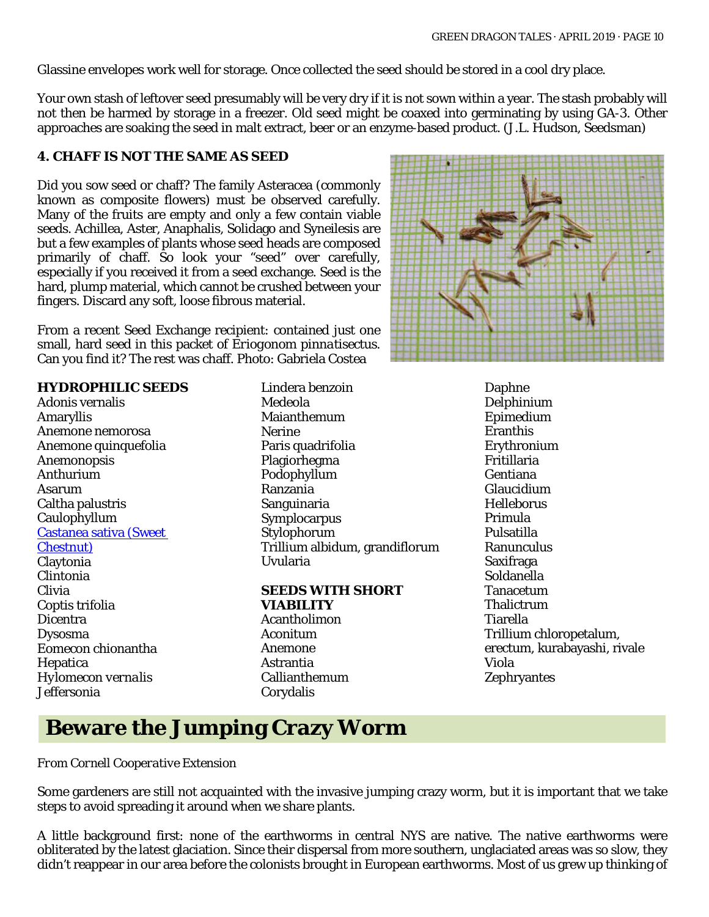Glassine envelopes work well for storage. Once collected the seed should be stored in a cool dry place.

Your own stash of leftover seed presumably will be very dry if it is not sown within a year. The stash probably will not then be harmed by storage in a freezer. Old seed might be coaxed into germinating by using GA-3. Other approaches are soaking the seed in malt extract, beer or an enzyme-based product. (J.L. Hudson, Seedsman)

**4. CHAFF IS NOT THE SAME AS SEED**

Did you sow seed or chaff? The family Asteracea (commonly known as composite flowers) must be observed carefully. Many of the fruits are empty and only a few contain viable seeds. Achillea, Aster, Anaphalis, Solidago and Syneilesis are but a few examples of plants whose seed heads are composed primarily of chaff. So look your "seed" over carefully, especially if you received it from a seed exchange. Seed is the hard, plump material, which cannot be crushed between your fingers. Discard any soft, loose fibrous material.

From a recent Seed Exchange recipient: contained just one small, hard seed in this packet of Eriogonom *pinnatisectus*. Can you find it? The rest was chaff. Photo: Gabriela Costea

**HYDROPHILIC SEEDS**

Adonis vernalis
Amaryllis
Anemone nemorosa
Anemone quinquefolia
Anemonopsis
Anthurium
Asarum
Caltha palustris
Caulophyllum
Castanea sativa (Sweet Chestnut)
Claytonia
Clintonia
Clivia
Coptis trifolia
Dicentra
Dysosma
Eomecon chionantha
Hepatica
Hylomecon vernalis
Jeffersonia
Lindera benzoin
Medeola
Maianthemum
Nerine
Paris quadrifolia
Plagiorhegma
Podophyllum
Ranzania
Sanguinaria
Symplocarpus
Stylophorum
Trillium albidum, grandiflorum
Uvularia

**SEEDS WITH SHORT VIABILITY**

Acantholimon
Aconitum
Anemone
Astrantia
Callianthemum
Corydalis
Daphne
Delphinium
Epimedium
Eranthis
Erythronium
Fritillaria
Gentiana
Glaucidium
Helleborus
Primula
Pulsatilla
Ranunculus
Saxifraga
Soldanella
Tanacetum
Thalictrum
Tiarella
Trillium chloropetalum, erectum, kurabayashi, rivale
Viola
Zephryantes

# Beware the Jumping Crazy Worm

*From Cornell Cooperative Extension*

Some gardeners are still not acquainted with the invasive jumping crazy worm, but it is important that we take steps to avoid spreading it around when we share plants.

A little background first: none of the earthworms in central NYS are native. The native earthworms were obliterated by the latest glaciation. Since their dispersal from more southern, unglaciated areas was so slow, they didn't reappear in our area before the colonists brought in European earthworms. Most of us grew up thinking of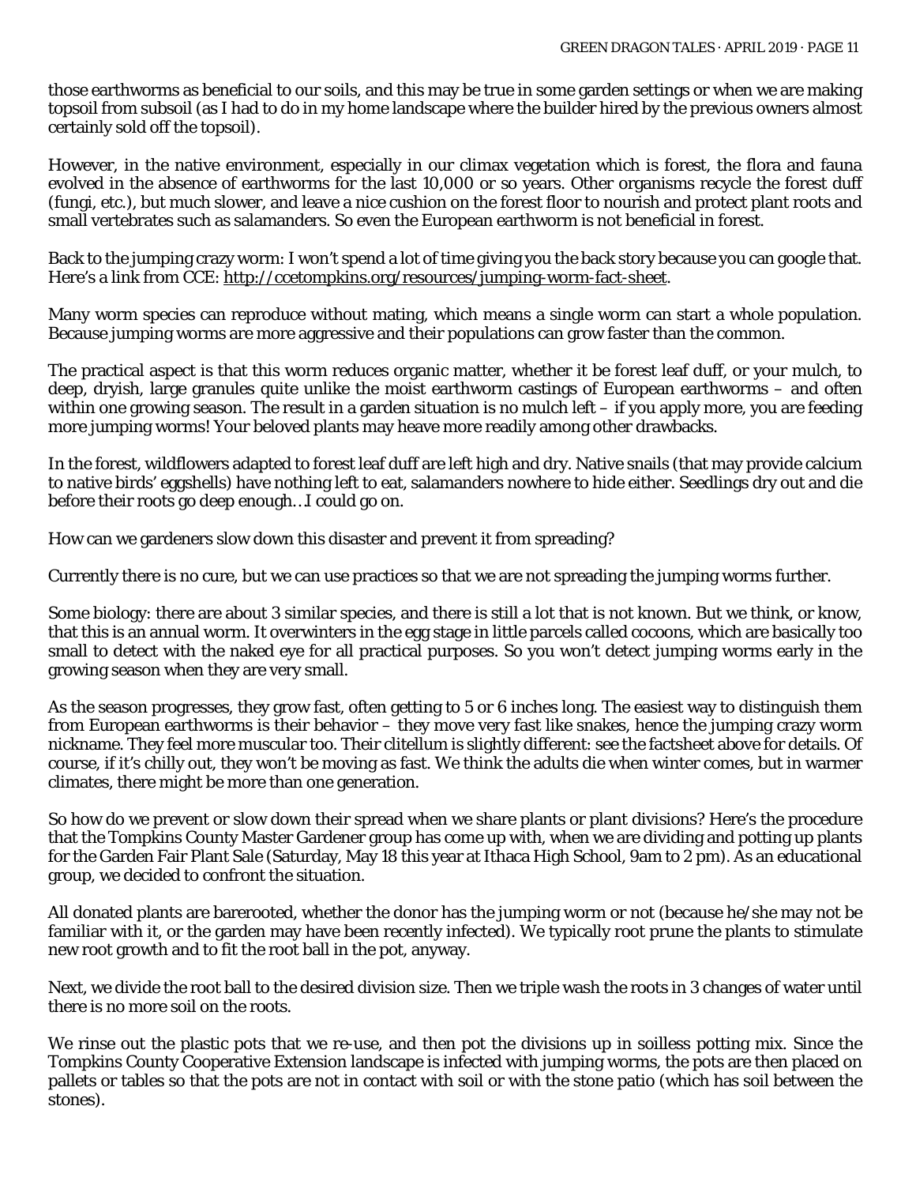those earthworms as beneficial to our soils, and this may be true in some garden settings or when we are making topsoil from subsoil (as I had to do in my home landscape where the builder hired by the previous owners almost certainly sold off the topsoil).

However, in the native environment, especially in our climax vegetation which is forest, the flora and fauna evolved in the absence of earthworms for the last 10,000 or so years. Other organisms recycle the forest duff (fungi, etc.), but much slower, and leave a nice cushion on the forest floor to nourish and protect plant roots and small vertebrates such as salamanders. So even the European earthworm is not beneficial in forest.

Back to the jumping crazy worm: I won't spend a lot of time giving you the back story because you can google that. Here's a link from CCE: http://ccetompkins.org/resources/jumping-worm-fact-sheet.

Many worm species can reproduce without mating, which means a single worm can start a whole population. Because jumping worms are more aggressive and their populations can grow faster than the common.

The practical aspect is that this worm reduces organic matter, whether it be forest leaf duff, or your mulch, to deep, dryish, large granules quite unlike the moist earthworm castings of European earthworms – and often within one growing season. The result in a garden situation is no mulch left – if you apply more, you are feeding more jumping worms! Your beloved plants may heave more readily among other drawbacks.

In the forest, wildflowers adapted to forest leaf duff are left high and dry. Native snails (that may provide calcium to native birds' eggshells) have nothing left to eat, salamanders nowhere to hide either. Seedlings dry out and die before their roots go deep enough…I could go on.

How can we gardeners slow down this disaster and prevent it from spreading?

Currently there is no cure, but we can use practices so that we are not spreading the jumping worms further.

Some biology: there are about 3 similar species, and there is still a lot that is not known. But we think, or know, that this is an annual worm. It overwinters in the egg stage in little parcels called cocoons, which are basically too small to detect with the naked eye for all practical purposes. So you won't detect jumping worms early in the growing season when they are very small.

As the season progresses, they grow fast, often getting to 5 or 6 inches long. The easiest way to distinguish them from European earthworms is their behavior – they move very fast like snakes, hence the jumping crazy worm nickname. They feel more muscular too. Their clitellum is slightly different: see the factsheet above for details. Of course, if it's chilly out, they won't be moving as fast. We think the adults die when winter comes, but in warmer climates, there might be more than one generation.

So how do we prevent or slow down their spread when we share plants or plant divisions? Here's the procedure that the Tompkins County Master Gardener group has come up with, when we are dividing and potting up plants for the Garden Fair Plant Sale (Saturday, May 18 this year at Ithaca High School, 9am to 2 pm). As an educational group, we decided to confront the situation.

All donated plants are barerooted, whether the donor has the jumping worm or not (because he/she may not be familiar with it, or the garden may have been recently infected). We typically root prune the plants to stimulate new root growth and to fit the root ball in the pot, anyway.

Next, we divide the root ball to the desired division size. Then we triple wash the roots in 3 changes of water until there is no more soil on the roots.

We rinse out the plastic pots that we re-use, and then pot the divisions up in soilless potting mix. Since the Tompkins County Cooperative Extension landscape is infected with jumping worms, the pots are then placed on pallets or tables so that the pots are not in contact with soil or with the stone patio (which has soil between the stones).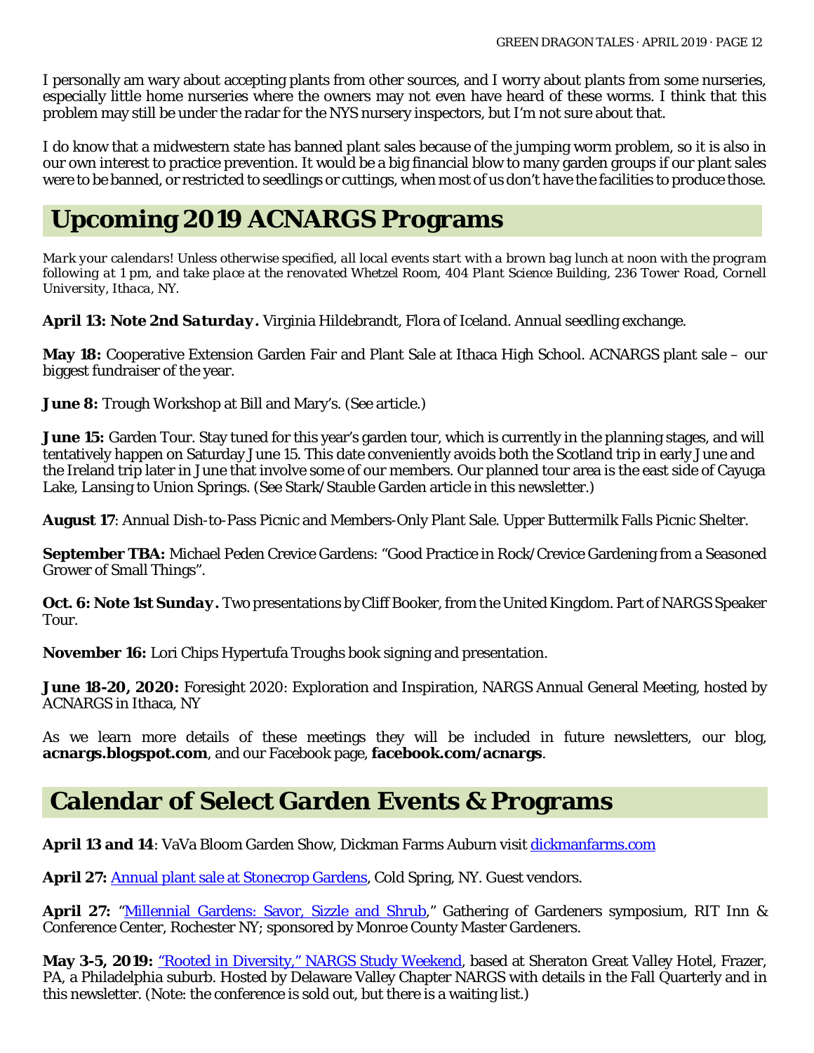I personally am wary about accepting plants from other sources, and I worry about plants from some nurseries, especially little home nurseries where the owners may not even have heard of these worms. I think that this problem may still be under the radar for the NYS nursery inspectors, but I'm not sure about that.

I do know that a midwestern state has banned plant sales because of the jumping worm problem, so it is also in our own interest to practice prevention. It would be a big financial blow to many garden groups if our plant sales were to be banned, or restricted to seedlings or cuttings, when most of us don't have the facilities to produce those.

## Upcoming 2019 ACNARGS Programs

*Mark your calendars! Unless otherwise specified, all local events start with a brown bag lunch at noon with the program following at 1 pm, and take place at the renovated Whetzel Room, 404 Plant Science Building, 236 Tower Road, Cornell University, Ithaca, NY.*

**April 13: Note 2nd Saturday.** Virginia Hildebrandt, Flora of Iceland. Annual seedling exchange.

**May 18:** Cooperative Extension Garden Fair and Plant Sale at Ithaca High School. ACNARGS plant sale – our biggest fundraiser of the year.

**June 8:** Trough Workshop at Bill and Mary's. (See article.)

**June 15:** Garden Tour. Stay tuned for this year's garden tour, which is currently in the planning stages, and will tentatively happen on Saturday June 15. This date conveniently avoids both the Scotland trip in early June and the Ireland trip later in June that involve some of our members. Our planned tour area is the east side of Cayuga Lake, Lansing to Union Springs. (See Stark/Stauble Garden article in this newsletter.)

**August 17**: Annual Dish-to-Pass Picnic and Members-Only Plant Sale. Upper Buttermilk Falls Picnic Shelter.

**September TBA:** Michael Peden Crevice Gardens: "Good Practice in Rock/Crevice Gardening from a Seasoned Grower of Small Things".

**Oct. 6: Note 1st Sunday.** Two presentations by Cliff Booker, from the United Kingdom. Part of NARGS Speaker Tour.

**November 16:** Lori Chips Hypertufa Troughs book signing and presentation.

**June 18-20, 2020:** Foresight 2020: Exploration and Inspiration, NARGS Annual General Meeting, hosted by ACNARGS in Ithaca, NY

As we learn more details of these meetings they will be included in future newsletters, our blog, **acnargs.blogspot.com**, and our Facebook page, **facebook.com/acnargs**.

## Calendar of Select Garden Events & Programs

**April 13 and 14**: VaVa Bloom Garden Show, Dickman Farms Auburn visit dickmanfarms.com

**April 27:** Annual plant sale at Stonecrop Gardens, Cold Spring, NY. Guest vendors.

**April 27:** "Millennial Gardens: Savor, Sizzle and Shrub," Gathering of Gardeners symposium, RIT Inn & Conference Center, Rochester NY; sponsored by Monroe County Master Gardeners.

**May 3-5, 2019:** "Rooted in Diversity," NARGS Study Weekend, based at Sheraton Great Valley Hotel, Frazer, PA, a Philadelphia suburb. Hosted by Delaware Valley Chapter NARGS with details in the Fall Quarterly and in this newsletter. (Note: the conference is sold out, but there is a waiting list.)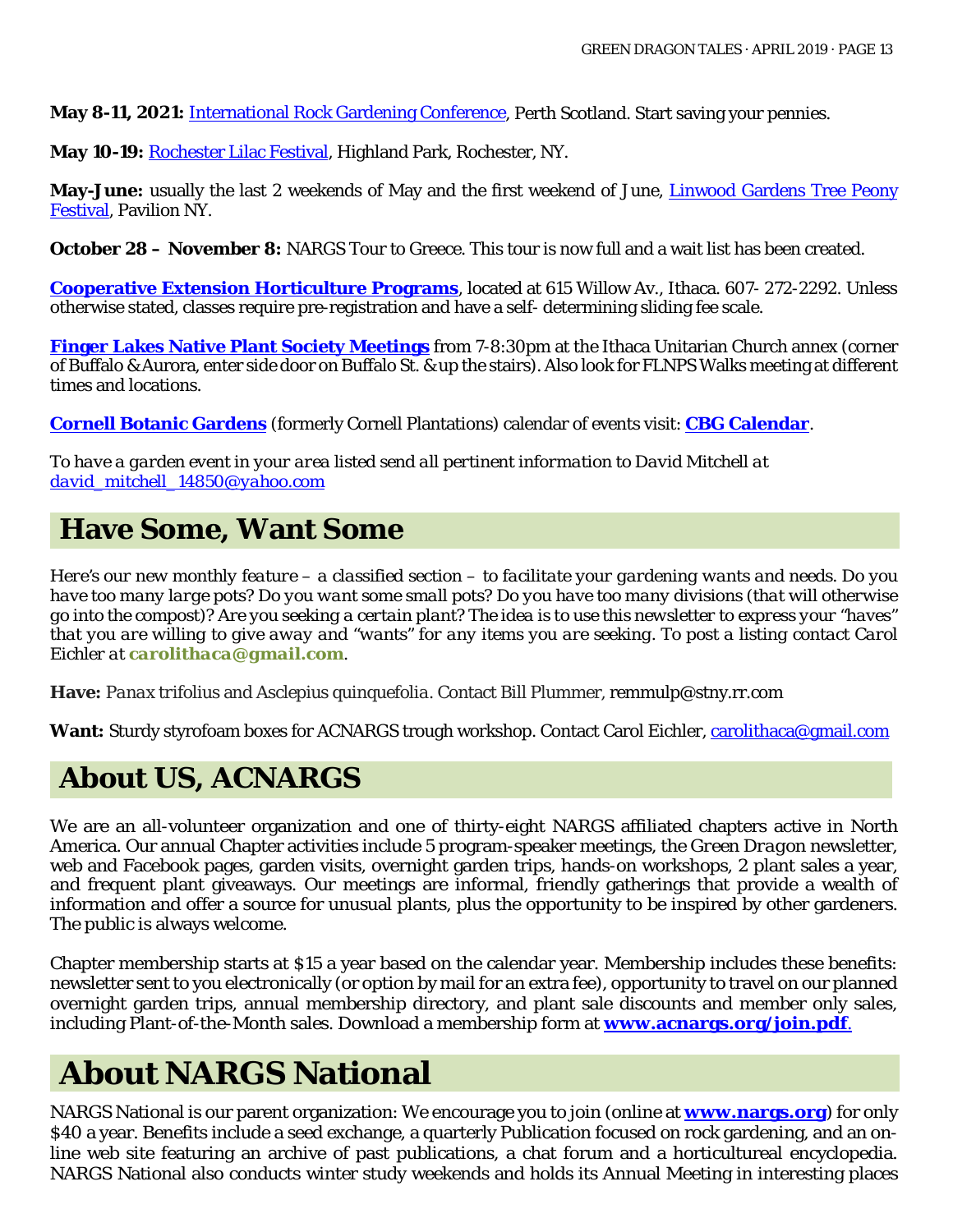**May 8-11, 2021:** International Rock Gardening Conference, Perth Scotland. Start saving your pennies.

**May 10-19:** Rochester Lilac Festival, Highland Park, Rochester, NY.

**May-June:** usually the last 2 weekends of May and the first weekend of June, Linwood Gardens Tree Peony Festival, Pavilion NY.

**October 28 – November 8:** NARGS Tour to Greece. This tour is now full and a wait list has been created.

**Cooperative Extension Horticulture Programs**, located at 615 Willow Av., Ithaca. 607- 272-2292. Unless otherwise stated, classes require pre-registration and have a self- determining sliding fee scale.

**Finger Lakes Native Plant Society Meetings** from 7-8:30pm at the Ithaca Unitarian Church annex (corner of Buffalo &Aurora, enter side door on Buffalo St. &up the stairs). Also look for FLNPS Walks meeting at different times and locations.

**Cornell Botanic Gardens** (formerly Cornell Plantations) calendar of events visit: **CBG Calendar**.

*To have a garden event in your area listed send all pertinent information to David Mitchell at david_mitchell_14850@yahoo.com*

## Have Some, Want Some

*Here's our new monthly feature – a classified section – to facilitate your gardening wants and needs. Do you have too many large pots? Do you want some small pots? Do you have too many divisions (that will otherwise go into the compost)? Are you seeking a certain plant? The idea is to use this newsletter to express your "haves" that you are willing to give away and "wants" for any items you are seeking. To post a listing contact Carol Eichler at* ***carolithaca@gmail.com****.*

**Have:** *Panax trifolius and Asclepius quinquefolia. Contact Bill Plummer,* remmulp@stny.rr.com

**Want:** Sturdy styrofoam boxes for ACNARGS trough workshop. Contact Carol Eichler, carolithaca@gmail.com

## About US, ACNARGS

We are an all-volunteer organization and one of thirty-eight NARGS affiliated chapters active in North America. Our annual Chapter activities include 5 program-speaker meetings, the *Green Dragon* newsletter, web and Facebook pages, garden visits, overnight garden trips, hands-on workshops, 2 plant sales a year, and frequent plant giveaways. Our meetings are informal, friendly gatherings that provide a wealth of information and offer a source for unusual plants, plus the opportunity to be inspired by other gardeners. The public is always welcome.

Chapter membership starts at $15 a year based on the calendar year. Membership includes these benefits: newsletter sent to you electronically (or option by mail for an extra fee), opportunity to travel on our planned overnight garden trips, annual membership directory, and plant sale discounts and member only sales, including Plant-of-the-Month sales. Download a membership form at **www.acnargs.org/join.pdf**.

## About NARGS National

NARGS National is our parent organization: We encourage you to join (online at **www.nargs.org**) for only $40 a year. Benefits include a seed exchange, a quarterly Publication focused on rock gardening, and an on-line web site featuring an archive of past publications, a chat forum and a horticultureal encyclopedia. NARGS National also conducts winter study weekends and holds its Annual Meeting in interesting places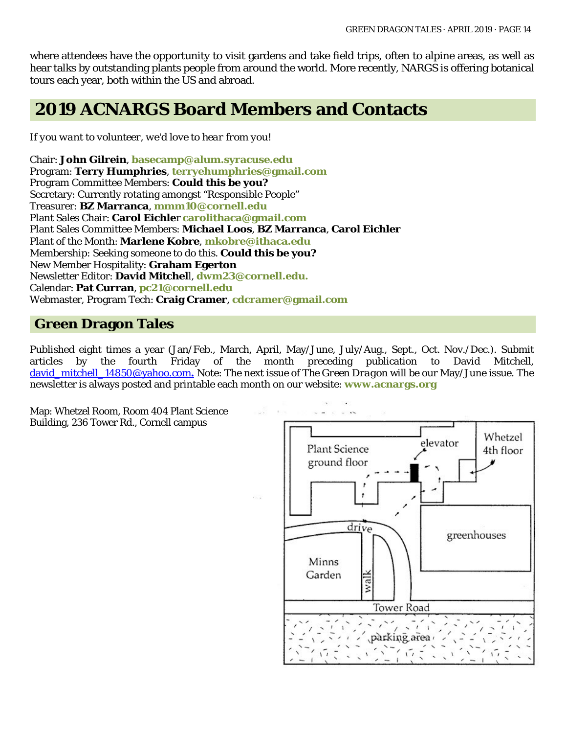where attendees have the opportunity to visit gardens and take field trips, often to alpine areas, as well as hear talks by outstanding plants people from around the world. More recently, NARGS is offering botanical tours each year, both within the US and abroad.

## 2019 ACNARGS Board Members and Contacts

*If you want to volunteer, we'd love to hear from you!*

Chair: **John Gilrein**, **basecamp@alum.syracuse.edu**
Program: **Terry Humphries**, **terryehumphries@gmail.com**
Program Committee Members: **Could this be you?**
Secretary: Currently rotating amongst "Responsible People"
Treasurer: **BZ Marranca**, **mmm10@cornell.edu**
Plant Sales Chair: **Carol Eichler** **carolithaca@gmail.com**
Plant Sales Committee Members: **Michael Loos**, **BZ Marranca**, **Carol Eichler**
Plant of the Month: **Marlene Kobre**, **mkobre@ithaca.edu**
Membership: Seeking someone to do this. **Could this be you?**
New Member Hospitality: **Graham Egerton**
Newsletter Editor: **David Mitchell**, **dwm23@cornell.edu.**
Calendar: **Pat Curran**, **pc21@cornell.edu**
Webmaster, Program Tech: **Craig Cramer**, **cdcramer@gmail.com**

## Green Dragon Tales

Published eight times a year (Jan/Feb., March, April, May/June, July/Aug., Sept., Oct. Nov./Dec.). Submit articles by the fourth Friday of the month preceding publication to David Mitchell, david_mitchell_14850@yahoo.com**.** Note: The next issue of *The Green Dragon* will be our May/June issue. The newsletter is always posted and printable each month on our website: **www.acnargs.org**

Map: Whetzel Room, Room 404 Plant Science Building, 236 Tower Rd., Cornell campus

Plant Science ground floor
elevator
Whetzel 4th floor
drive
greenhouses
Minns Garden
walk
Tower Road
parking area